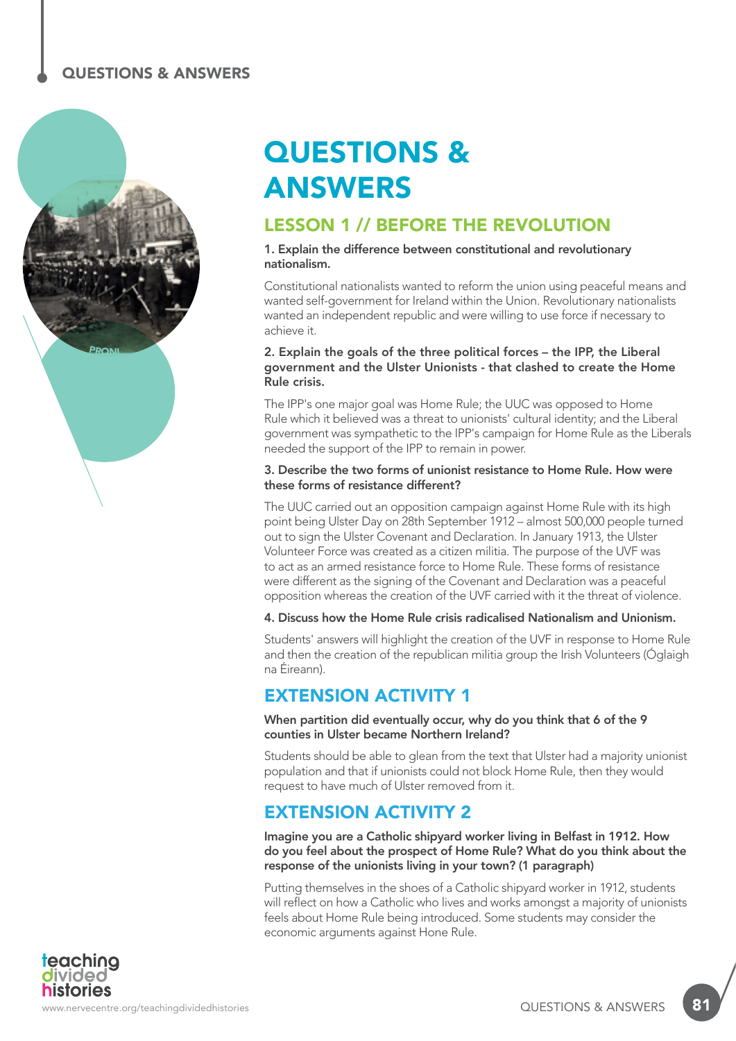# QUESTIONS & ANSWERS

## LESSON 1 // BEFORE THE REVOLUTION

**1. Explain the difference between constitutional and revolutionary nationalism.**

Constitutional nationalists wanted to reform the union using peaceful means and wanted self-government for Ireland within the Union. Revolutionary nationalists wanted an independent republic and were willing to use force if necessary to achieve it.

**2. Explain the goals of the three political forces – the IPP, the Liberal government and the Ulster Unionists - that clashed to create the Home Rule crisis.**

The IPP's one major goal was Home Rule; the UUC was opposed to Home Rule which it believed was a threat to unionists' cultural identity; and the Liberal government was sympathetic to the IPP's campaign for Home Rule as the Liberals needed the support of the IPP to remain in power.

**3. Describe the two forms of unionist resistance to Home Rule. How were these forms of resistance different?**

The UUC carried out an opposition campaign against Home Rule with its high point being Ulster Day on 28th September 1912 – almost 500,000 people turned out to sign the Ulster Covenant and Declaration. In January 1913, the Ulster Volunteer Force was created as a citizen militia. The purpose of the UVF was to act as an armed resistance force to Home Rule. These forms of resistance were different as the signing of the Covenant and Declaration was a peaceful opposition whereas the creation of the UVF carried with it the threat of violence.

**4. Discuss how the Home Rule crisis radicalised Nationalism and Unionism.**

Students' answers will highlight the creation of the UVF in response to Home Rule and then the creation of the republican militia group the Irish Volunteers (Óglaigh na Éireann).

## EXTENSION ACTIVITY 1

**When partition did eventually occur, why do you think that 6 of the 9 counties in Ulster became Northern Ireland?**

Students should be able to glean from the text that Ulster had a majority unionist population and that if unionists could not block Home Rule, then they would request to have much of Ulster removed from it.

## EXTENSION ACTIVITY 2

**Imagine you are a Catholic shipyard worker living in Belfast in 1912. How do you feel about the prospect of Home Rule? What do you think about the response of the unionists living in your town? (1 paragraph)**

Putting themselves in the shoes of a Catholic shipyard worker in 1912, students will reflect on how a Catholic who lives and works amongst a majority of unionists feels about Home Rule being introduced. Some students may consider the economic arguments against Hone Rule.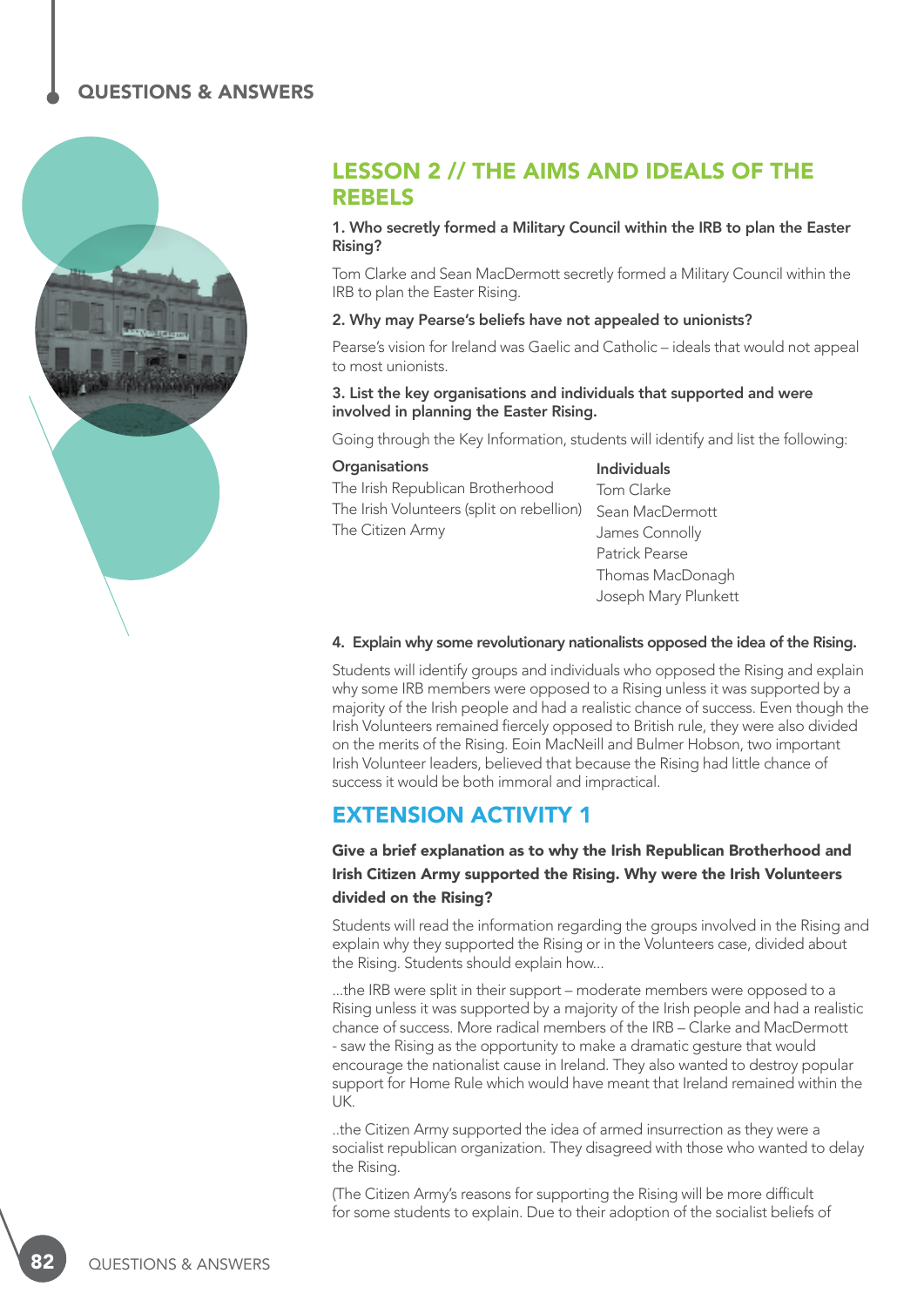## LESSON 2 // THE AIMS AND IDEALS OF THE REBELS

**1. Who secretly formed a Military Council within the IRB to plan the Easter Rising?**

Tom Clarke and Sean MacDermott secretly formed a Military Council within the IRB to plan the Easter Rising.

**2. Why may Pearse's beliefs have not appealed to unionists?**

Pearse's vision for Ireland was Gaelic and Catholic – ideals that would not appeal to most unionists.

**3. List the key organisations and individuals that supported and were involved in planning the Easter Rising.**

Going through the Key Information, students will identify and list the following:

| Organisations | Individuals |
| --- | --- |
| The Irish Republican Brotherhood | Tom Clarke |
| The Irish Volunteers (split on rebellion) | Sean MacDermott |
| The Citizen Army | James Connolly |
| | Patrick Pearse |
| | Thomas MacDonagh |
| | Joseph Mary Plunkett |

**4. Explain why some revolutionary nationalists opposed the idea of the Rising.**

Students will identify groups and individuals who opposed the Rising and explain why some IRB members were opposed to a Rising unless it was supported by a majority of the Irish people and had a realistic chance of success. Even though the Irish Volunteers remained fiercely opposed to British rule, they were also divided on the merits of the Rising. Eoin MacNeill and Bulmer Hobson, two important Irish Volunteer leaders, believed that because the Rising had little chance of success it would be both immoral and impractical.

## EXTENSION ACTIVITY 1

**Give a brief explanation as to why the Irish Republican Brotherhood and Irish Citizen Army supported the Rising. Why were the Irish Volunteers divided on the Rising?**

Students will read the information regarding the groups involved in the Rising and explain why they supported the Rising or in the Volunteers case, divided about the Rising. Students should explain how...

...the IRB were split in their support – moderate members were opposed to a Rising unless it was supported by a majority of the Irish people and had a realistic chance of success. More radical members of the IRB – Clarke and MacDermott - saw the Rising as the opportunity to make a dramatic gesture that would encourage the nationalist cause in Ireland. They also wanted to destroy popular support for Home Rule which would have meant that Ireland remained within the UK.

..the Citizen Army supported the idea of armed insurrection as they were a socialist republican organization. They disagreed with those who wanted to delay the Rising.

(The Citizen Army's reasons for supporting the Rising will be more difficult for some students to explain. Due to their adoption of the socialist beliefs of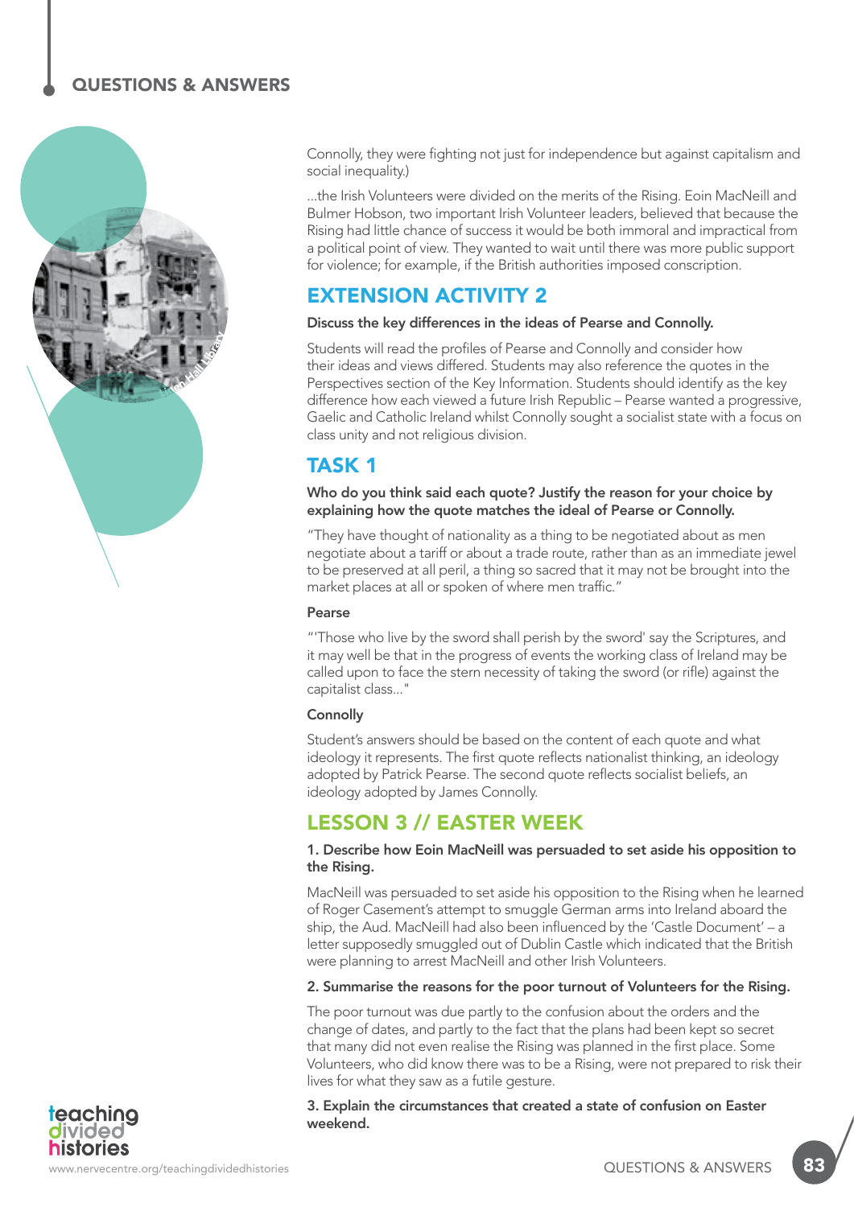Connolly, they were fighting not just for independence but against capitalism and social inequality.)

...the Irish Volunteers were divided on the merits of the Rising. Eoin MacNeill and Bulmer Hobson, two important Irish Volunteer leaders, believed that because the Rising had little chance of success it would be both immoral and impractical from a political point of view. They wanted to wait until there was more public support for violence; for example, if the British authorities imposed conscription.

## EXTENSION ACTIVITY 2

**Discuss the key differences in the ideas of Pearse and Connolly.**

Students will read the profiles of Pearse and Connolly and consider how their ideas and views differed. Students may also reference the quotes in the Perspectives section of the Key Information. Students should identify as the key difference how each viewed a future Irish Republic – Pearse wanted a progressive, Gaelic and Catholic Ireland whilst Connolly sought a socialist state with a focus on class unity and not religious division.

## TASK 1

**Who do you think said each quote? Justify the reason for your choice by explaining how the quote matches the ideal of Pearse or Connolly.**

"They have thought of nationality as a thing to be negotiated about as men negotiate about a tariff or about a trade route, rather than as an immediate jewel to be preserved at all peril, a thing so sacred that it may not be brought into the market places at all or spoken of where men traffic."

**Pearse**

"'Those who live by the sword shall perish by the sword' say the Scriptures, and it may well be that in the progress of events the working class of Ireland may be called upon to face the stern necessity of taking the sword (or rifle) against the capitalist class..."

**Connolly**

Student's answers should be based on the content of each quote and what ideology it represents. The first quote reflects nationalist thinking, an ideology adopted by Patrick Pearse. The second quote reflects socialist beliefs, an ideology adopted by James Connolly.

## LESSON 3 // EASTER WEEK

**1. Describe how Eoin MacNeill was persuaded to set aside his opposition to the Rising.**

MacNeill was persuaded to set aside his opposition to the Rising when he learned of Roger Casement's attempt to smuggle German arms into Ireland aboard the ship, the Aud. MacNeill had also been influenced by the 'Castle Document' – a letter supposedly smuggled out of Dublin Castle which indicated that the British were planning to arrest MacNeill and other Irish Volunteers.

**2. Summarise the reasons for the poor turnout of Volunteers for the Rising.**

The poor turnout was due partly to the confusion about the orders and the change of dates, and partly to the fact that the plans had been kept so secret that many did not even realise the Rising was planned in the first place. Some Volunteers, who did know there was to be a Rising, were not prepared to risk their lives for what they saw as a futile gesture.

**3. Explain the circumstances that created a state of confusion on Easter weekend.**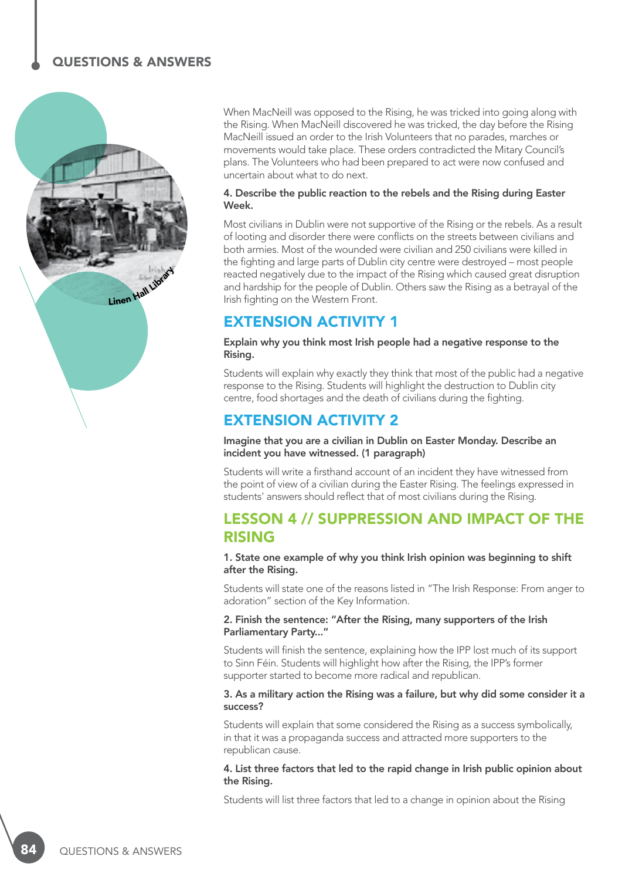When MacNeill was opposed to the Rising, he was tricked into going along with the Rising. When MacNeill discovered he was tricked, the day before the Rising MacNeill issued an order to the Irish Volunteers that no parades, marches or movements would take place. These orders contradicted the Mitary Council's plans. The Volunteers who had been prepared to act were now confused and uncertain about what to do next.

**4. Describe the public reaction to the rebels and the Rising during Easter Week.**

Most civilians in Dublin were not supportive of the Rising or the rebels. As a result of looting and disorder there were conflicts on the streets between civilians and both armies. Most of the wounded were civilian and 250 civilians were killed in the fighting and large parts of Dublin city centre were destroyed – most people reacted negatively due to the impact of the Rising which caused great disruption and hardship for the people of Dublin. Others saw the Rising as a betrayal of the Irish fighting on the Western Front.

## EXTENSION ACTIVITY 1

**Explain why you think most Irish people had a negative response to the Rising.**

Students will explain why exactly they think that most of the public had a negative response to the Rising. Students will highlight the destruction to Dublin city centre, food shortages and the death of civilians during the fighting.

## EXTENSION ACTIVITY 2

**Imagine that you are a civilian in Dublin on Easter Monday. Describe an incident you have witnessed. (1 paragraph)**

Students will write a firsthand account of an incident they have witnessed from the point of view of a civilian during the Easter Rising. The feelings expressed in students' answers should reflect that of most civilians during the Rising.

## LESSON 4 // SUPPRESSION AND IMPACT OF THE RISING

**1. State one example of why you think Irish opinion was beginning to shift after the Rising.**

Students will state one of the reasons listed in "The Irish Response: From anger to adoration" section of the Key Information.

**2. Finish the sentence: "After the Rising, many supporters of the Irish Parliamentary Party..."**

Students will finish the sentence, explaining how the IPP lost much of its support to Sinn Féin. Students will highlight how after the Rising, the IPP's former supporter started to become more radical and republican.

**3. As a military action the Rising was a failure, but why did some consider it a success?**

Students will explain that some considered the Rising as a success symbolically, in that it was a propaganda success and attracted more supporters to the republican cause.

**4. List three factors that led to the rapid change in Irish public opinion about the Rising.**

Students will list three factors that led to a change in opinion about the Rising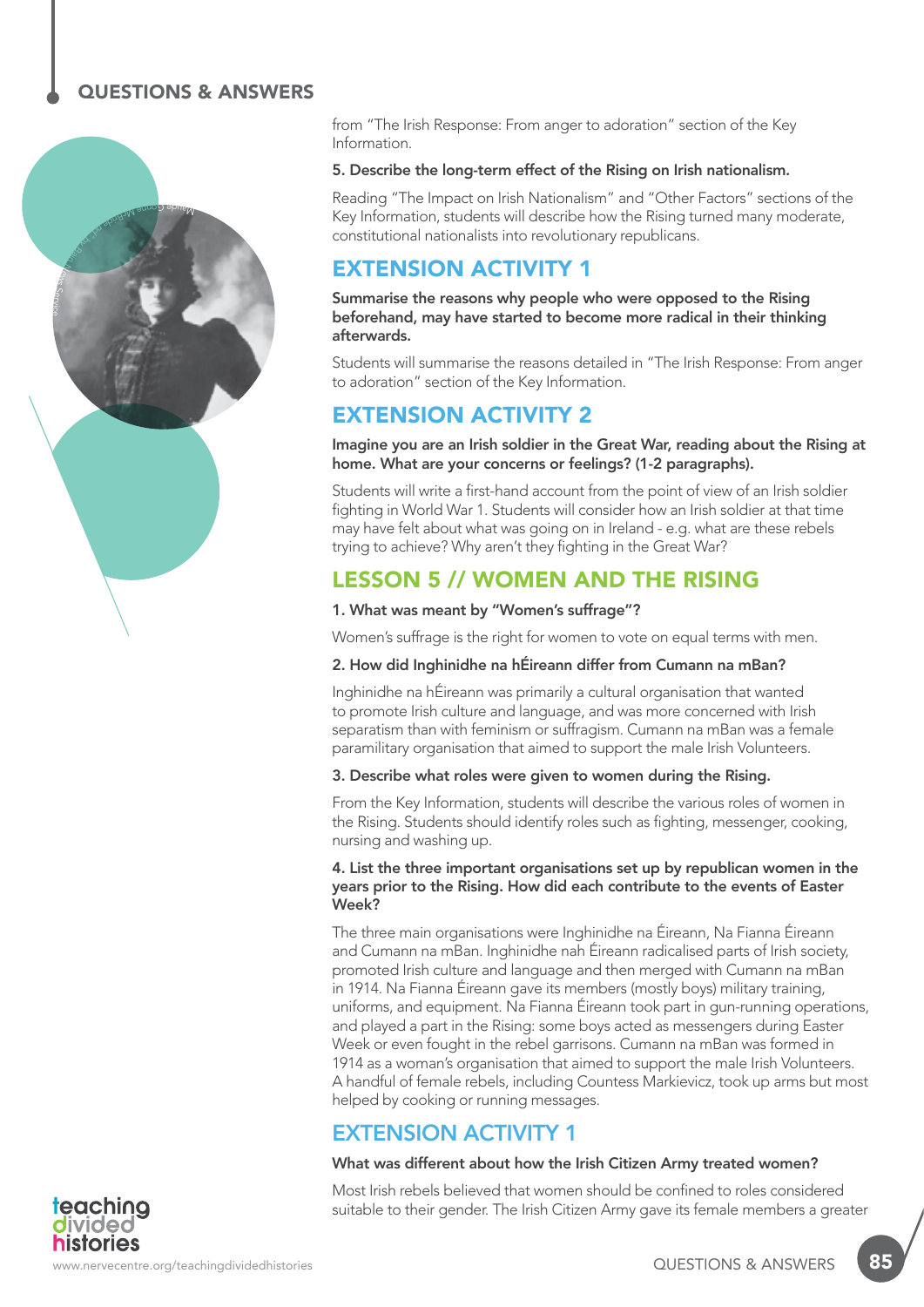from "The Irish Response: From anger to adoration" section of the Key Information.

**5. Describe the long-term effect of the Rising on Irish nationalism.**

Reading "The Impact on Irish Nationalism" and "Other Factors" sections of the Key Information, students will describe how the Rising turned many moderate, constitutional nationalists into revolutionary republicans.

## EXTENSION ACTIVITY 1

**Summarise the reasons why people who were opposed to the Rising beforehand, may have started to become more radical in their thinking afterwards.**

Students will summarise the reasons detailed in "The Irish Response: From anger to adoration" section of the Key Information.

## EXTENSION ACTIVITY 2

**Imagine you are an Irish soldier in the Great War, reading about the Rising at home. What are your concerns or feelings? (1-2 paragraphs).**

Students will write a first-hand account from the point of view of an Irish soldier fighting in World War 1. Students will consider how an Irish soldier at that time may have felt about what was going on in Ireland - e.g. what are these rebels trying to achieve? Why aren't they fighting in the Great War?

## LESSON 5 // WOMEN AND THE RISING

**1. What was meant by "Women's suffrage"?**

Women's suffrage is the right for women to vote on equal terms with men.

**2. How did Inghinidhe na hÉireann differ from Cumann na mBan?**

Inghinidhe na hÉireann was primarily a cultural organisation that wanted to promote Irish culture and language, and was more concerned with Irish separatism than with feminism or suffragism. Cumann na mBan was a female paramilitary organisation that aimed to support the male Irish Volunteers.

**3. Describe what roles were given to women during the Rising.**

From the Key Information, students will describe the various roles of women in the Rising. Students should identify roles such as fighting, messenger, cooking, nursing and washing up.

**4. List the three important organisations set up by republican women in the years prior to the Rising. How did each contribute to the events of Easter Week?**

The three main organisations were Inghinidhe na Éireann, Na Fianna Éireann and Cumann na mBan. Inghinidhe nah Éireann radicalised parts of Irish society, promoted Irish culture and language and then merged with Cumann na mBan in 1914. Na Fianna Éireann gave its members (mostly boys) military training, uniforms, and equipment. Na Fianna Éireann took part in gun-running operations, and played a part in the Rising: some boys acted as messengers during Easter Week or even fought in the rebel garrisons. Cumann na mBan was formed in 1914 as a woman's organisation that aimed to support the male Irish Volunteers. A handful of female rebels, including Countess Markievicz, took up arms but most helped by cooking or running messages.

## EXTENSION ACTIVITY 1

**What was different about how the Irish Citizen Army treated women?**

Most Irish rebels believed that women should be confined to roles considered suitable to their gender. The Irish Citizen Army gave its female members a greater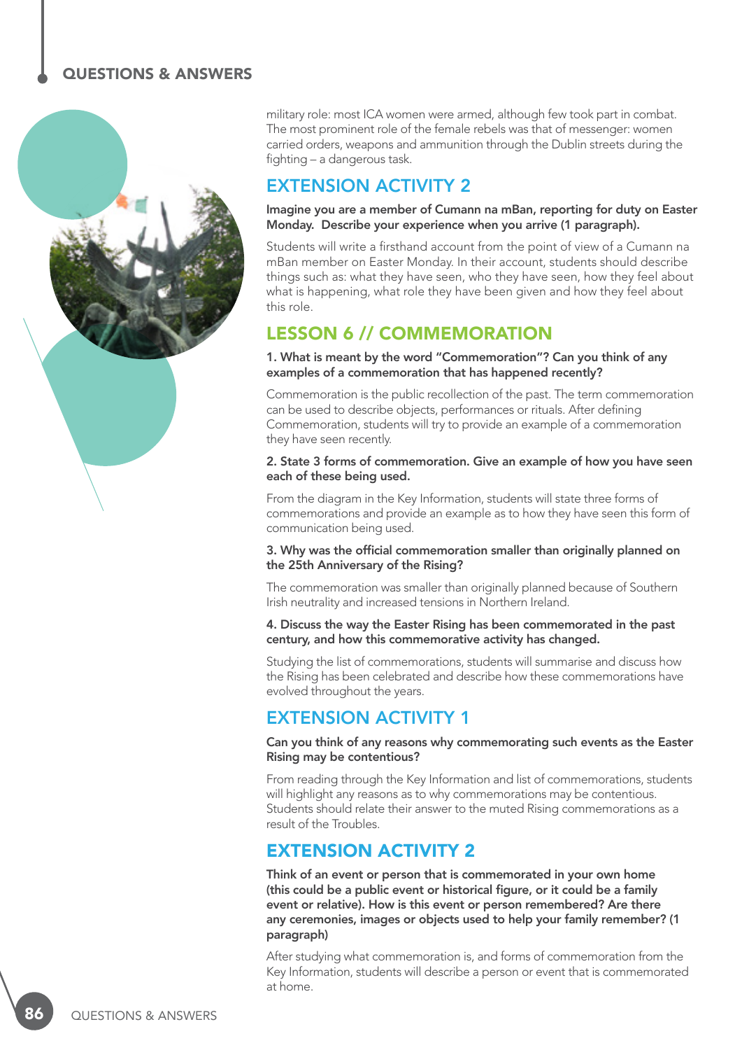military role: most ICA women were armed, although few took part in combat. The most prominent role of the female rebels was that of messenger: women carried orders, weapons and ammunition through the Dublin streets during the fighting – a dangerous task.

## EXTENSION ACTIVITY 2

**Imagine you are a member of Cumann na mBan, reporting for duty on Easter Monday. Describe your experience when you arrive (1 paragraph).**

Students will write a firsthand account from the point of view of a Cumann na mBan member on Easter Monday. In their account, students should describe things such as: what they have seen, who they have seen, how they feel about what is happening, what role they have been given and how they feel about this role.

## LESSON 6 // COMMEMORATION

**1. What is meant by the word "Commemoration"? Can you think of any examples of a commemoration that has happened recently?**

Commemoration is the public recollection of the past. The term commemoration can be used to describe objects, performances or rituals. After defining Commemoration, students will try to provide an example of a commemoration they have seen recently.

**2. State 3 forms of commemoration. Give an example of how you have seen each of these being used.**

From the diagram in the Key Information, students will state three forms of commemorations and provide an example as to how they have seen this form of communication being used.

**3. Why was the official commemoration smaller than originally planned on the 25th Anniversary of the Rising?**

The commemoration was smaller than originally planned because of Southern Irish neutrality and increased tensions in Northern Ireland.

**4. Discuss the way the Easter Rising has been commemorated in the past century, and how this commemorative activity has changed.**

Studying the list of commemorations, students will summarise and discuss how the Rising has been celebrated and describe how these commemorations have evolved throughout the years.

## EXTENSION ACTIVITY 1

**Can you think of any reasons why commemorating such events as the Easter Rising may be contentious?**

From reading through the Key Information and list of commemorations, students will highlight any reasons as to why commemorations may be contentious. Students should relate their answer to the muted Rising commemorations as a result of the Troubles.

## EXTENSION ACTIVITY 2

**Think of an event or person that is commemorated in your own home (this could be a public event or historical figure, or it could be a family event or relative). How is this event or person remembered? Are there any ceremonies, images or objects used to help your family remember? (1 paragraph)**

After studying what commemoration is, and forms of commemoration from the Key Information, students will describe a person or event that is commemorated at home.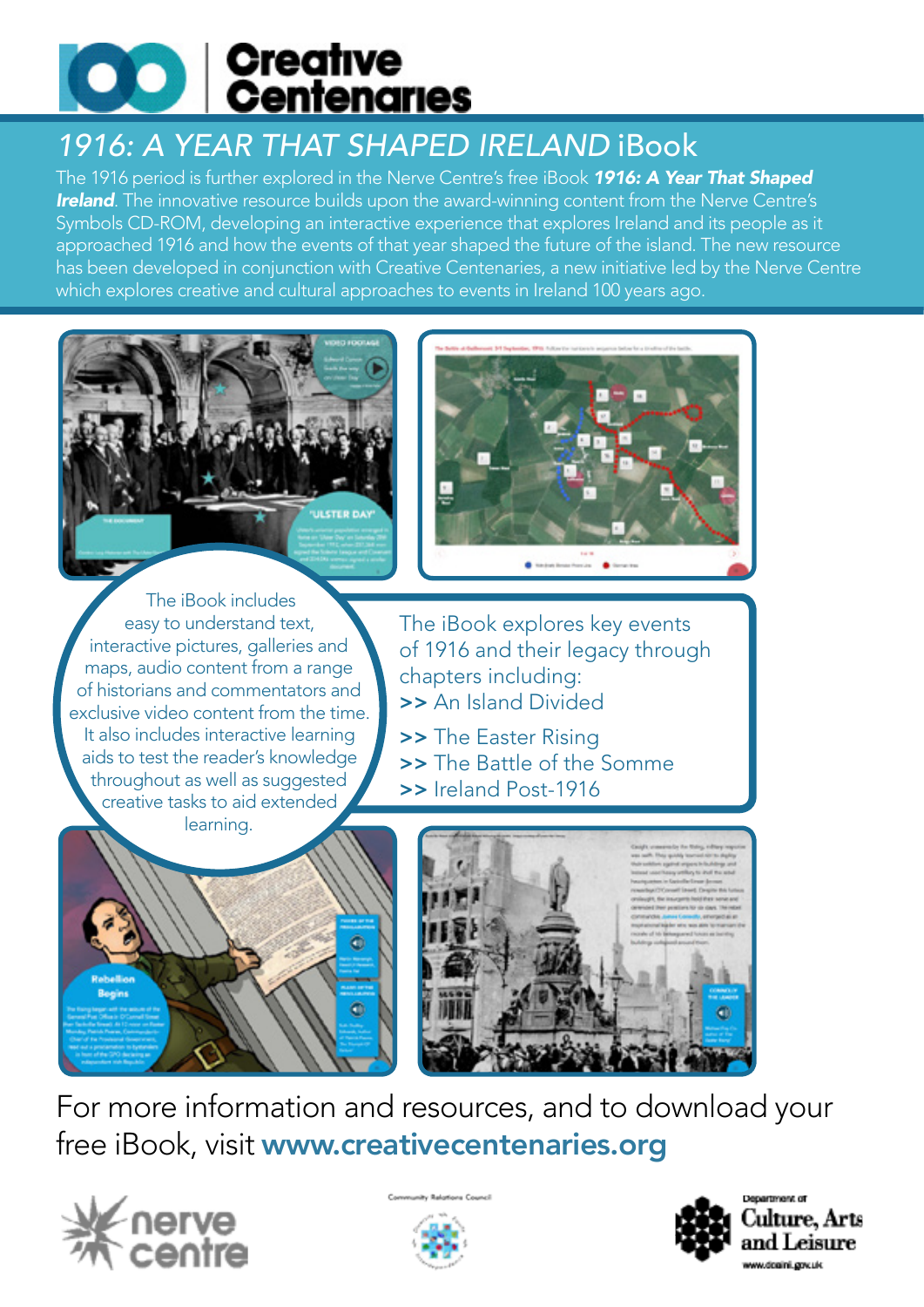# Creative Centenaries

## *1916: A YEAR THAT SHAPED IRELAND* iBook

The 1916 period is further explored in the Nerve Centre's free iBook ***1916: A Year That Shaped Ireland***. The innovative resource builds upon the award-winning content from the Nerve Centre's Symbols CD-ROM, developing an interactive experience that explores Ireland and its people as it approached 1916 and how the events of that year shaped the future of the island. The new resource has been developed in conjunction with Creative Centenaries, a new initiative led by the Nerve Centre which explores creative and cultural approaches to events in Ireland 100 years ago.

The iBook includes easy to understand text, interactive pictures, galleries and maps, audio content from a range of historians and commentators and exclusive video content from the time. It also includes interactive learning aids to test the reader's knowledge throughout as well as suggested creative tasks to aid extended learning.

The iBook explores key events of 1916 and their legacy through chapters including:

>> An Island Divided

>> The Easter Rising

>> The Battle of the Somme

>> Ireland Post-1916

For more information and resources, and to download your free iBook, visit **www.creativecentenaries.org**

nerve centre

Community Relations Council

Department of Culture, Arts and Leisure
www.dcalni.gov.uk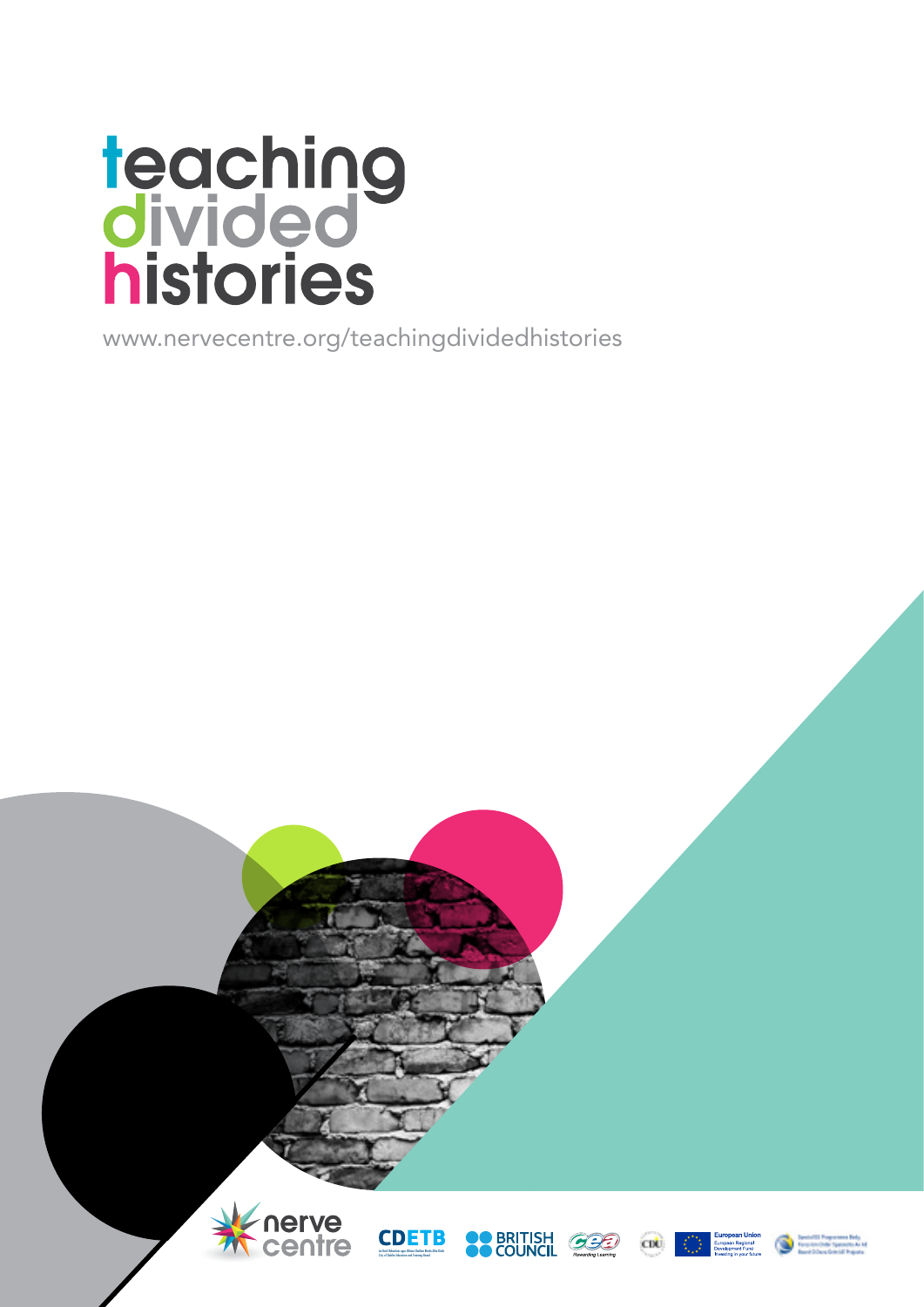# teaching divided histories

www.nervecentre.org/teachingdividedhistories

nerve centre

CDETB

BRITISH COUNCIL

cea Rewarding Learning

European Union European Regional Development Fund Investing in your future